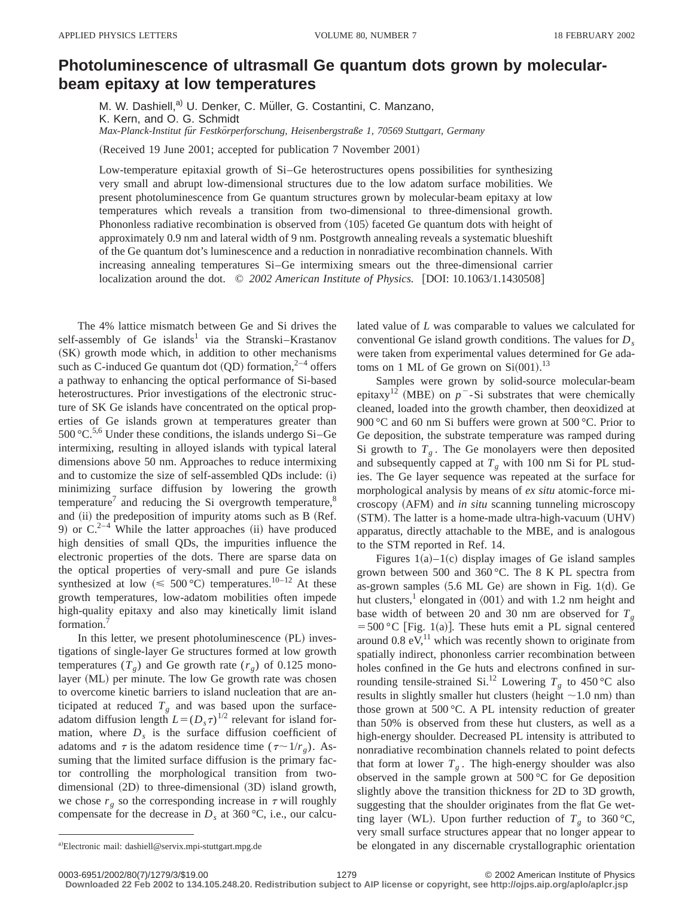# Photoluminescence of ultrasmall Ge quantum dots grown by molecular-beam epitaxy at low temperatures

M. W. Dashiell,[a] U. Denker, C. Müller, G. Costantini, C. Manzano, K. Kern, and O. G. Schmidt

*Max-Planck-Institut für Festkörperforschung, Heisenbergstraße 1, 70569 Stuttgart, Germany*

(Received 19 June 2001; accepted for publication 7 November 2001)

Low-temperature epitaxial growth of Si–Ge heterostructures opens possibilities for synthesizing very small and abrupt low-dimensional structures due to the low adatom surface mobilities. We present photoluminescence from Ge quantum structures grown by molecular-beam epitaxy at low temperatures which reveals a transition from two-dimensional to three-dimensional growth. Phononless radiative recombination is observed from ⟨105⟩ faceted Ge quantum dots with height of approximately 0.9 nm and lateral width of 9 nm. Postgrowth annealing reveals a systematic blueshift of the Ge quantum dot's luminescence and a reduction in nonradiative recombination channels. With increasing annealing temperatures Si–Ge intermixing smears out the three-dimensional carrier localization around the dot. © *2002 American Institute of Physics.* [DOI: 10.1063/1.1430508]

The 4% lattice mismatch between Ge and Si drives the self-assembly of Ge islands[1] via the Stranski–Krastanov (SK) growth mode which, in addition to other mechanisms such as C-induced Ge quantum dot (QD) formation,[2–4] offers a pathway to enhancing the optical performance of Si-based heterostructures. Prior investigations of the electronic structure of SK Ge islands have concentrated on the optical properties of Ge islands grown at temperatures greater than 500 °C.[5,6] Under these conditions, the islands undergo Si–Ge intermixing, resulting in alloyed islands with typical lateral dimensions above 50 nm. Approaches to reduce intermixing and to customize the size of self-assembled QDs include: (i) minimizing surface diffusion by lowering the growth temperature[7] and reducing the Si overgrowth temperature,[8] and (ii) the predeposition of impurity atoms such as B (Ref. 9) or C.[2–4] While the latter approaches (ii) have produced high densities of small QDs, the impurities influence the electronic properties of the dots. There are sparse data on the optical properties of very-small and pure Ge islands synthesized at low ($\leqslant$ 500 °C) temperatures.[10–12] At these growth temperatures, low-adatom mobilities often impede high-quality epitaxy and also may kinetically limit island formation.[7]

In this letter, we present photoluminescence (PL) investigations of single-layer Ge structures formed at low growth temperatures ($T_g$) and Ge growth rate ($r_g$) of 0.125 monolayer (ML) per minute. The low Ge growth rate was chosen to overcome kinetic barriers to island nucleation that are anticipated at reduced $T_g$ and was based upon the surface-adatom diffusion length $L=(D_s\tau)^{1/2}$ relevant for island formation, where $D_s$ is the surface diffusion coefficient of adatoms and $\tau$ is the adatom residence time ($\tau\sim 1/r_g$). Assuming that the limited surface diffusion is the primary factor controlling the morphological transition from two-dimensional (2D) to three-dimensional (3D) island growth, we chose $r_g$ so the corresponding increase in $\tau$ will roughly compensate for the decrease in $D_s$ at 360 °C, i.e., our calculated value of $L$ was comparable to values we calculated for conventional Ge island growth conditions. The values for $D_s$ were taken from experimental values determined for Ge adatoms on 1 ML of Ge grown on Si(001).[13]

Samples were grown by solid-source molecular-beam epitaxy[12] (MBE) on $p^-$-Si substrates that were chemically cleaned, loaded into the growth chamber, then deoxidized at 900 °C and 60 nm Si buffers were grown at 500 °C. Prior to Ge deposition, the substrate temperature was ramped during Si growth to $T_g$. The Ge monolayers were then deposited and subsequently capped at $T_g$ with 100 nm Si for PL studies. The Ge layer sequence was repeated at the surface for morphological analysis by means of *ex situ* atomic-force microscopy (AFM) and *in situ* scanning tunneling microscopy (STM). The latter is a home-made ultra-high-vacuum (UHV) apparatus, directly attachable to the MBE, and is analogous to the STM reported in Ref. 14.

Figures 1(a)–1(c) display images of Ge island samples grown between 500 and 360 °C. The 8 K PL spectra from as-grown samples (5.6 ML Ge) are shown in Fig. 1(d). Ge hut clusters,[1] elongated in ⟨001⟩ and with 1.2 nm height and base width of between 20 and 30 nm are observed for $T_g$ = 500 °C [Fig. 1(a)]. These huts emit a PL signal centered around 0.8 eV,[11] which was recently shown to originate from spatially indirect, phononless carrier recombination between holes confined in the Ge huts and electrons confined in surrounding tensile-strained Si.[12] Lowering $T_g$ to 450 °C also results in slightly smaller hut clusters (height ~1.0 nm) than those grown at 500 °C. A PL intensity reduction of greater than 50% is observed from these hut clusters, as well as a high-energy shoulder. Decreased PL intensity is attributed to nonradiative recombination channels related to point defects that form at lower $T_g$. The high-energy shoulder was also observed in the sample grown at 500 °C for Ge deposition slightly above the transition thickness for 2D to 3D growth, suggesting that the shoulder originates from the flat Ge wetting layer (WL). Upon further reduction of $T_g$ to 360 °C, very small surface structures appear that no longer appear to be elongated in any discernable crystallographic orientation

[a]Electronic mail: dashiell@servix.mpi-stuttgart.mpg.de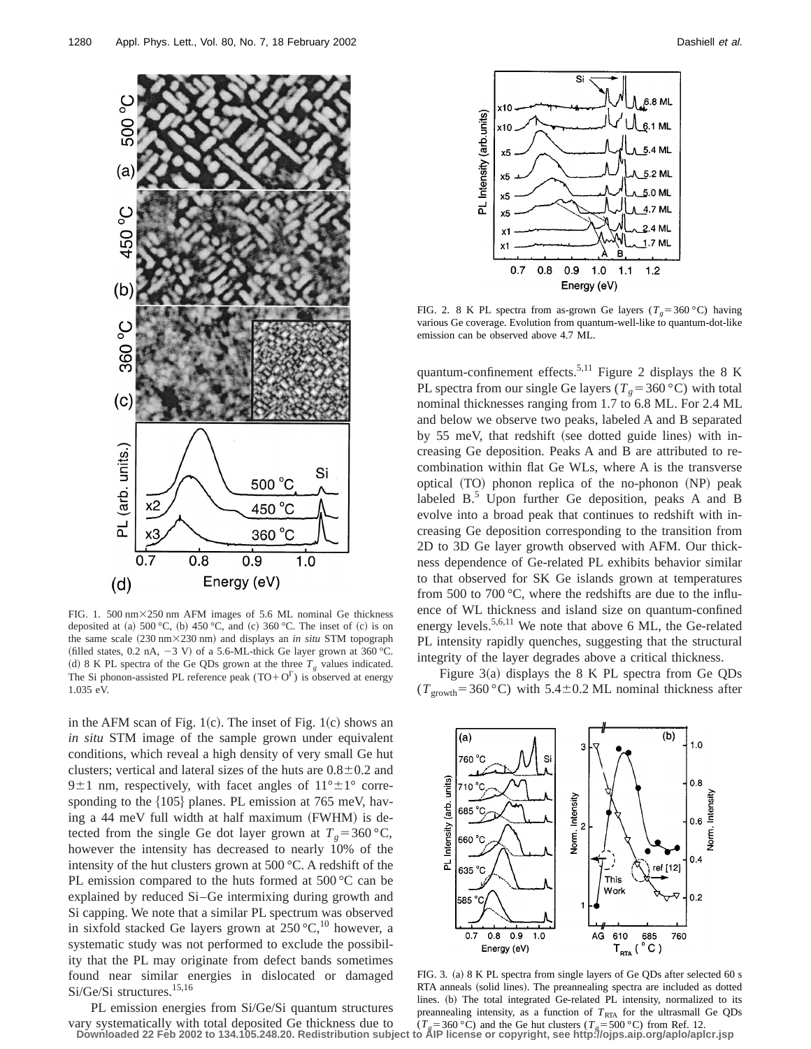FIG. 1. 500 nm×250 nm AFM images of 5.6 ML nominal Ge thickness deposited at (a) 500 °C, (b) 450 °C, and (c) 360 °C. The inset of (c) is on the same scale (230 nm×230 nm) and displays an *in situ* STM topograph (filled states, 0.2 nA, −3 V) of a 5.6-ML-thick Ge layer grown at 360 °C. (d) 8 K PL spectra of the Ge QDs grown at the three $T_g$ values indicated. The Si phonon-assisted PL reference peak ($\mathrm{TO}+\mathrm{O}^{\Gamma}$) is observed at energy 1.035 eV.

in the AFM scan of Fig. 1(c). The inset of Fig. 1(c) shows an *in situ* STM image of the sample grown under equivalent conditions, which reveal a high density of very small Ge hut clusters; vertical and lateral sizes of the huts are 0.8±0.2 and 9±1 nm, respectively, with facet angles of 11°±1° corresponding to the {105} planes. PL emission at 765 meV, having a 44 meV full width at half maximum (FWHM) is detected from the single Ge dot layer grown at $T_g = 360\,°\mathrm{C}$, however the intensity has decreased to nearly 10% of the intensity of the hut clusters grown at 500 °C. A redshift of the PL emission compared to the huts formed at 500 °C can be explained by reduced Si–Ge intermixing during growth and Si capping. We note that a similar PL spectrum was observed in sixfold stacked Ge layers grown at 250 °C,[10] however, a systematic study was not performed to exclude the possibility that the PL may originate from defect bands sometimes found near similar energies in dislocated or damaged Si/Ge/Si structures.[15,16]

PL emission energies from Si/Ge/Si quantum structures vary systematically with total deposited Ge thickness due to quantum-confinement effects.[5,11] Figure 2 displays the 8 K PL spectra from our single Ge layers ($T_g = 360\,°\mathrm{C}$) with total nominal thicknesses ranging from 1.7 to 6.8 ML. For 2.4 ML and below we observe two peaks, labeled A and B separated by 55 meV, that redshift (see dotted guide lines) with increasing Ge deposition. Peaks A and B are attributed to recombination within flat Ge WLs, where A is the transverse optical (TO) phonon replica of the no-phonon (NP) peak labeled B.[5] Upon further Ge deposition, peaks A and B evolve into a broad peak that continues to redshift with increasing Ge deposition corresponding to the transition from 2D to 3D Ge layer growth observed with AFM. Our thickness dependence of Ge-related PL exhibits behavior similar to that observed for SK Ge islands grown at temperatures from 500 to 700 °C, where the redshifts are due to the influence of WL thickness and island size on quantum-confined energy levels.[5,6,11] We note that above 6 ML, the Ge-related PL intensity rapidly quenches, suggesting that the structural integrity of the layer degrades above a critical thickness.

FIG. 2. 8 K PL spectra from as-grown Ge layers ($T_g = 360\,°\mathrm{C}$) having various Ge coverage. Evolution from quantum-well-like to quantum-dot-like emission can be observed above 4.7 ML.

Figure 3(a) displays the 8 K PL spectra from Ge QDs ($T_{\mathrm{growth}} = 360\,°\mathrm{C}$) with 5.4±0.2 ML nominal thickness after

FIG. 3. (a) 8 K PL spectra from single layers of Ge QDs after selected 60 s RTA anneals (solid lines). The preannealing spectra are included as dotted lines. (b) The total integrated Ge-related PL intensity, normalized to its preannealing intensity, as a function of $T_{\mathrm{RTA}}$ for the ultrasmall Ge QDs ($T_g = 360\,°\mathrm{C}$) and the Ge hut clusters ($T_g = 500\,°\mathrm{C}$) from Ref. 12.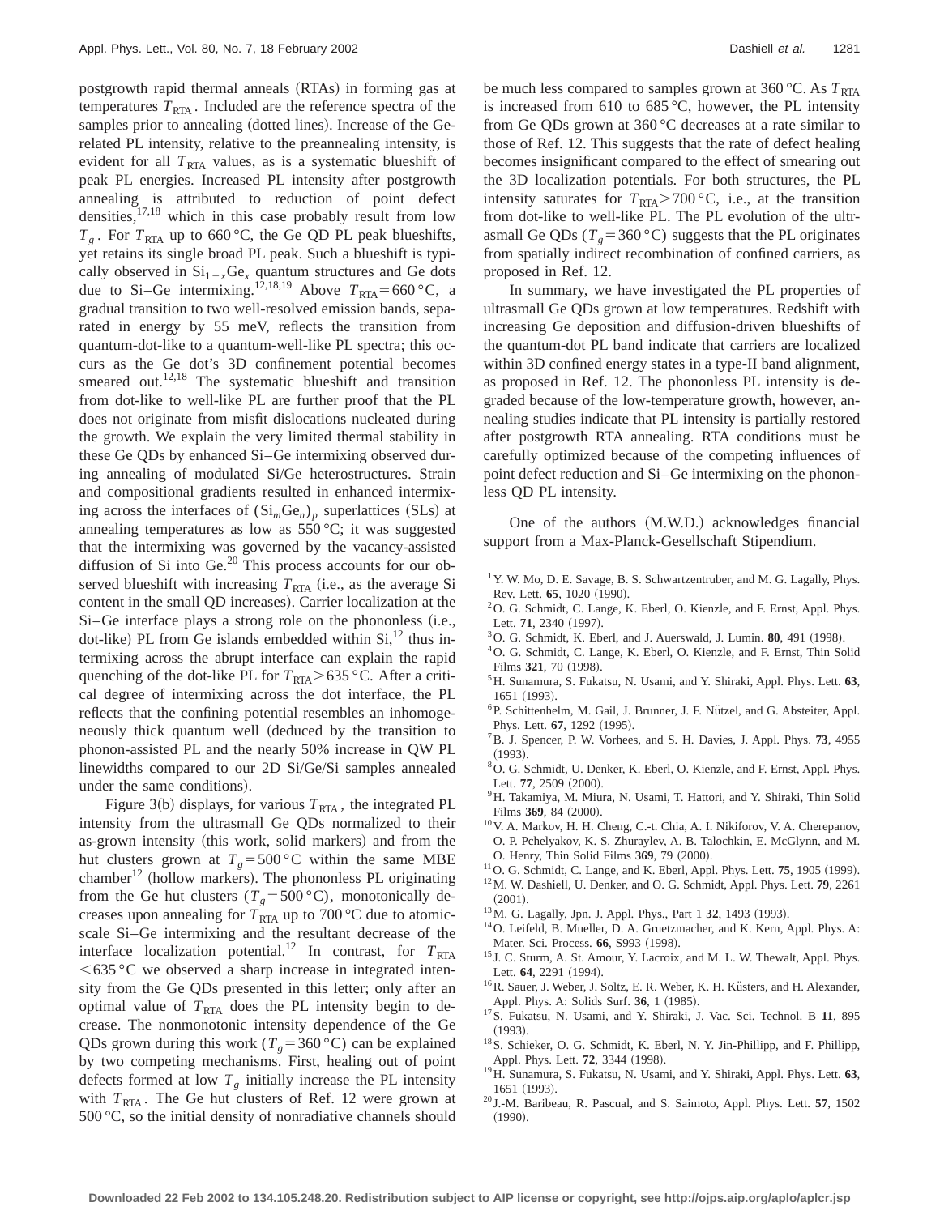postgrowth rapid thermal anneals (RTAs) in forming gas at temperatures $T_{RTA}$. Included are the reference spectra of the samples prior to annealing (dotted lines). Increase of the Ge-related PL intensity, relative to the preannealing intensity, is evident for all $T_{RTA}$ values, as is a systematic blueshift of peak PL energies. Increased PL intensity after postgrowth annealing is attributed to reduction of point defect densities,[17,18] which in this case probably result from low $T_g$. For $T_{RTA}$ up to 660 °C, the Ge QD PL peak blueshifts, yet retains its single broad PL peak. Such a blueshift is typically observed in $Si_{1-x}Ge_x$ quantum structures and Ge dots due to Si–Ge intermixing.[12,18,19] Above $T_{RTA}$ = 660 °C, a gradual transition to two well-resolved emission bands, separated in energy by 55 meV, reflects the transition from quantum-dot-like to a quantum-well-like PL spectra; this occurs as the Ge dot's 3D confinement potential becomes smeared out.[12,18] The systematic blueshift and transition from dot-like to well-like PL are further proof that the PL does not originate from misfit dislocations nucleated during the growth. We explain the very limited thermal stability in these Ge QDs by enhanced Si–Ge intermixing observed during annealing of modulated Si/Ge heterostructures. Strain and compositional gradients resulted in enhanced intermixing across the interfaces of $(Si_mGe_n)_p$ superlattices (SLs) at annealing temperatures as low as 550 °C; it was suggested that the intermixing was governed by the vacancy-assisted diffusion of Si into Ge.[20] This process accounts for our observed blueshift with increasing $T_{RTA}$ (i.e., as the average Si content in the small QD increases). Carrier localization at the Si–Ge interface plays a strong role on the phononless (i.e., dot-like) PL from Ge islands embedded within Si,[12] thus intermixing across the abrupt interface can explain the rapid quenching of the dot-like PL for $T_{RTA}$ > 635 °C. After a critical degree of intermixing across the dot interface, the PL reflects that the confining potential resembles an inhomogeneously thick quantum well (deduced by the transition to phonon-assisted PL and the nearly 50% increase in QW PL linewidths compared to our 2D Si/Ge/Si samples annealed under the same conditions).

Figure 3(b) displays, for various $T_{RTA}$, the integrated PL intensity from the ultrasmall Ge QDs normalized to their as-grown intensity (this work, solid markers) and from the hut clusters grown at $T_g$ = 500 °C within the same MBE chamber[12] (hollow markers). The phononless PL originating from the Ge hut clusters ($T_g$ = 500 °C), monotonically decreases upon annealing for $T_{RTA}$ up to 700 °C due to atomic-scale Si–Ge intermixing and the resultant decrease of the interface localization potential.[12] In contrast, for $T_{RTA}$ < 635 °C we observed a sharp increase in integrated intensity from the Ge QDs presented in this letter; only after an optimal value of $T_{RTA}$ does the PL intensity begin to decrease. The nonmonotonic intensity dependence of the Ge QDs grown during this work ($T_g$ = 360 °C) can be explained by two competing mechanisms. First, healing out of point defects formed at low $T_g$ initially increase the PL intensity with $T_{RTA}$. The Ge hut clusters of Ref. 12 were grown at 500 °C, so the initial density of nonradiative channels should be much less compared to samples grown at 360 °C. As $T_{RTA}$ is increased from 610 to 685 °C, however, the PL intensity from Ge QDs grown at 360 °C decreases at a rate similar to those of Ref. 12. This suggests that the rate of defect healing becomes insignificant compared to the effect of smearing out the 3D localization potentials. For both structures, the PL intensity saturates for $T_{RTA}$ > 700 °C, i.e., at the transition from dot-like to well-like PL. The PL evolution of the ultrasmall Ge QDs ($T_g$ = 360 °C) suggests that the PL originates from spatially indirect recombination of confined carriers, as proposed in Ref. 12.

In summary, we have investigated the PL properties of ultrasmall Ge QDs grown at low temperatures. Redshift with increasing Ge deposition and diffusion-driven blueshifts of the quantum-dot PL band indicate that carriers are localized within 3D confined energy states in a type-II band alignment, as proposed in Ref. 12. The phononless PL intensity is degraded because of the low-temperature growth, however, annealing studies indicate that PL intensity is partially restored after postgrowth RTA annealing. RTA conditions must be carefully optimized because of the competing influences of point defect reduction and Si–Ge intermixing on the phononless QD PL intensity.

One of the authors (M.W.D.) acknowledges financial support from a Max-Planck-Gesellschaft Stipendium.

[1] Y. W. Mo, D. E. Savage, B. S. Schwartzentruber, and M. G. Lagally, Phys. Rev. Lett. **65**, 1020 (1990).
[2] O. G. Schmidt, C. Lange, K. Eberl, O. Kienzle, and F. Ernst, Appl. Phys. Lett. **71**, 2340 (1997).
[3] O. G. Schmidt, K. Eberl, and J. Auerswald, J. Lumin. **80**, 491 (1998).
[4] O. G. Schmidt, C. Lange, K. Eberl, O. Kienzle, and F. Ernst, Thin Solid Films **321**, 70 (1998).
[5] H. Sunamura, S. Fukatsu, N. Usami, and Y. Shiraki, Appl. Phys. Lett. **63**, 1651 (1993).
[6] P. Schittenhelm, M. Gail, J. Brunner, J. F. Nützel, and G. Absteiter, Appl. Phys. Lett. **67**, 1292 (1995).
[7] B. J. Spencer, P. W. Vorhees, and S. H. Davies, J. Appl. Phys. **73**, 4955 (1993).
[8] O. G. Schmidt, U. Denker, K. Eberl, O. Kienzle, and F. Ernst, Appl. Phys. Lett. **77**, 2509 (2000).
[9] H. Takamiya, M. Miura, N. Usami, T. Hattori, and Y. Shiraki, Thin Solid Films **369**, 84 (2000).
[10] V. A. Markov, H. H. Cheng, C.-t. Chia, A. I. Nikiforov, V. A. Cherepanov, O. P. Pchelyakov, K. S. Zhuraylev, A. B. Talochkin, E. McGlynn, and M. O. Henry, Thin Solid Films **369**, 79 (2000).
[11] O. G. Schmidt, C. Lange, and K. Eberl, Appl. Phys. Lett. **75**, 1905 (1999).
[12] M. W. Dashiell, U. Denker, and O. G. Schmidt, Appl. Phys. Lett. **79**, 2261 (2001).
[13] M. G. Lagally, Jpn. J. Appl. Phys., Part 1 **32**, 1493 (1993).
[14] O. Leifeld, B. Mueller, D. A. Gruetzmacher, and K. Kern, Appl. Phys. A: Mater. Sci. Process. **66**, S993 (1998).
[15] J. C. Sturm, A. St. Amour, Y. Lacroix, and M. L. W. Thewalt, Appl. Phys. Lett. **64**, 2291 (1994).
[16] R. Sauer, J. Weber, J. Soltz, E. R. Weber, K. H. Küsters, and H. Alexander, Appl. Phys. A: Solids Surf. **36**, 1 (1985).
[17] S. Fukatsu, N. Usami, and Y. Shiraki, J. Vac. Sci. Technol. B **11**, 895 (1993).
[18] S. Schieker, O. G. Schmidt, K. Eberl, N. Y. Jin-Phillipp, and F. Phillipp, Appl. Phys. Lett. **72**, 3344 (1998).
[19] H. Sunamura, S. Fukatsu, N. Usami, and Y. Shiraki, Appl. Phys. Lett. **63**, 1651 (1993).
[20] J.-M. Baribeau, R. Pascual, and S. Saimoto, Appl. Phys. Lett. **57**, 1502 (1990).